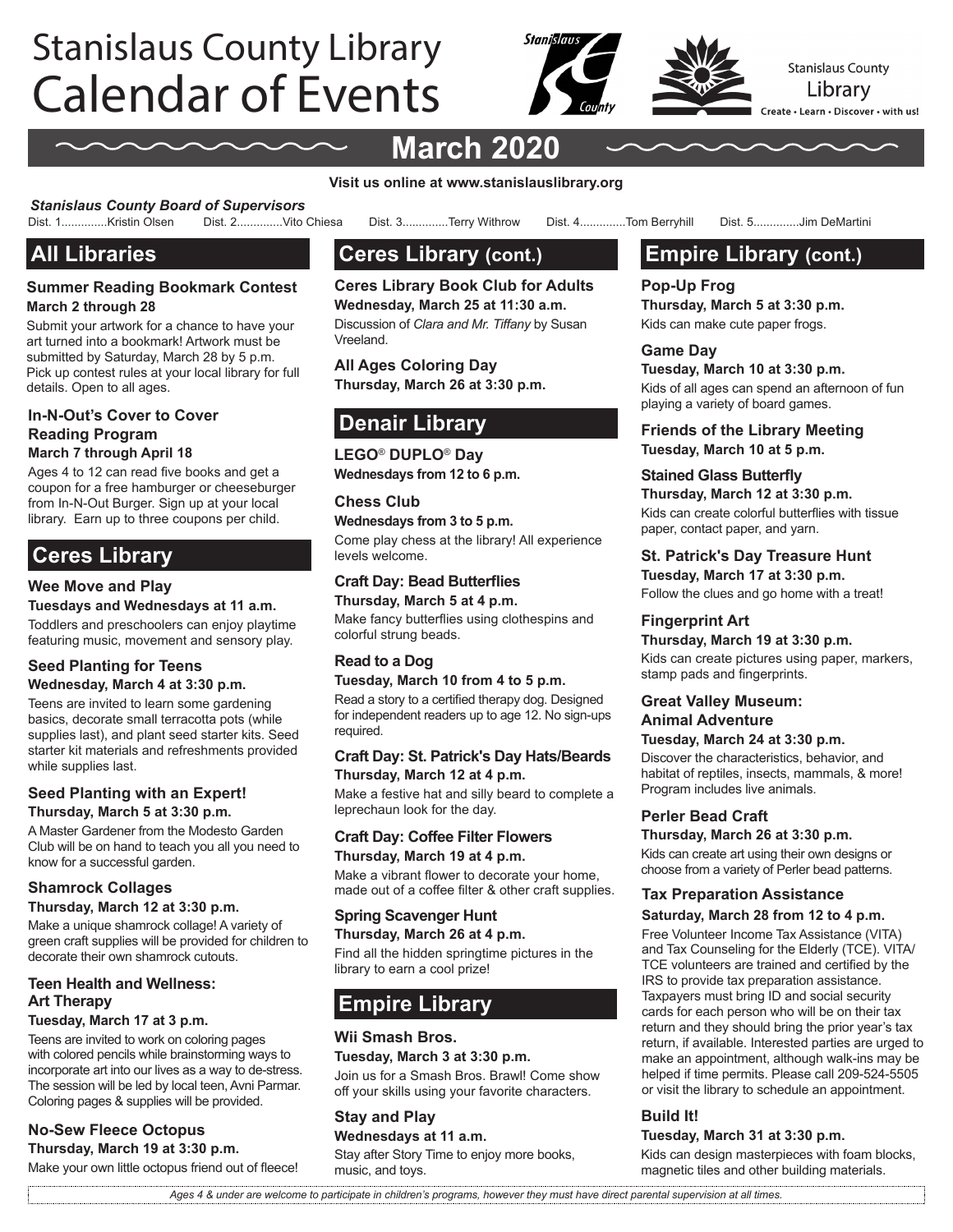# Stanislaus County Library Calendar of Events

Stanislaus County Library
Create • Learn • Discover • with us!

## March 2020

**Visit us online at www.stanislauslibrary.org**

***Stanislaus County Board of Supervisors***

Dist. 1..............Kristin Olsen Dist. 2..............Vito Chiesa Dist. 3..............Terry Withrow Dist. 4..............Tom Berryhill Dist. 5..............Jim DeMartini

## All Libraries

### Summer Reading Bookmark Contest

**March 2 through 28**

Submit your artwork for a chance to have your art turned into a bookmark! Artwork must be submitted by Saturday, March 28 by 5 p.m. Pick up contest rules at your local library for full details. Open to all ages.

### In-N-Out's Cover to Cover Reading Program

**March 7 through April 18**

Ages 4 to 12 can read five books and get a coupon for a free hamburger or cheeseburger from In-N-Out Burger. Sign up at your local library. Earn up to three coupons per child.

## Ceres Library

### Wee Move and Play

**Tuesdays and Wednesdays at 11 a.m.**

Toddlers and preschoolers can enjoy playtime featuring music, movement and sensory play.

### Seed Planting for Teens

**Wednesday, March 4 at 3:30 p.m.**

Teens are invited to learn some gardening basics, decorate small terracotta pots (while supplies last), and plant seed starter kits. Seed starter kit materials and refreshments provided while supplies last.

### Seed Planting with an Expert!

**Thursday, March 5 at 3:30 p.m.**

A Master Gardener from the Modesto Garden Club will be on hand to teach you all you need to know for a successful garden.

### Shamrock Collages

**Thursday, March 12 at 3:30 p.m.**

Make a unique shamrock collage! A variety of green craft supplies will be provided for children to decorate their own shamrock cutouts.

### Teen Health and Wellness: Art Therapy

**Tuesday, March 17 at 3 p.m.**

Teens are invited to work on coloring pages with colored pencils while brainstorming ways to incorporate art into our lives as a way to de-stress. The session will be led by local teen, Avni Parmar. Coloring pages & supplies will be provided.

### No-Sew Fleece Octopus

**Thursday, March 19 at 3:30 p.m.**

Make your own little octopus friend out of fleece!

## Ceres Library (cont.)

### Ceres Library Book Club for Adults

**Wednesday, March 25 at 11:30 a.m.**

Discussion of *Clara and Mr. Tiffany* by Susan Vreeland.

### All Ages Coloring Day

**Thursday, March 26 at 3:30 p.m.**

## Denair Library

### LEGO® DUPLO® Day

**Wednesdays from 12 to 6 p.m.**

### Chess Club

**Wednesdays from 3 to 5 p.m.**

Come play chess at the library! All experience levels welcome.

### Craft Day: Bead Butterflies

**Thursday, March 5 at 4 p.m.**

Make fancy butterflies using clothespins and colorful strung beads.

### Read to a Dog

**Tuesday, March 10 from 4 to 5 p.m.**

Read a story to a certified therapy dog. Designed for independent readers up to age 12. No sign-ups required.

### Craft Day: St. Patrick's Day Hats/Beards

**Thursday, March 12 at 4 p.m.**

Make a festive hat and silly beard to complete a leprechaun look for the day.

### Craft Day: Coffee Filter Flowers

**Thursday, March 19 at 4 p.m.**

Make a vibrant flower to decorate your home, made out of a coffee filter & other craft supplies.

### Spring Scavenger Hunt

**Thursday, March 26 at 4 p.m.**

Find all the hidden springtime pictures in the library to earn a cool prize!

## Empire Library

### Wii Smash Bros.

**Tuesday, March 3 at 3:30 p.m.**

Join us for a Smash Bros. Brawl! Come show off your skills using your favorite characters.

### Stay and Play

**Wednesdays at 11 a.m.**

Stay after Story Time to enjoy more books, music, and toys.

## Empire Library (cont.)

### Pop-Up Frog

**Thursday, March 5 at 3:30 p.m.**

Kids can make cute paper frogs.

### Game Day

**Tuesday, March 10 at 3:30 p.m.**

Kids of all ages can spend an afternoon of fun playing a variety of board games.

### Friends of the Library Meeting

**Tuesday, March 10 at 5 p.m.**

### Stained Glass Butterfly

**Thursday, March 12 at 3:30 p.m.**

Kids can create colorful butterflies with tissue paper, contact paper, and yarn.

### St. Patrick's Day Treasure Hunt

**Tuesday, March 17 at 3:30 p.m.**

Follow the clues and go home with a treat!

### Fingerprint Art

**Thursday, March 19 at 3:30 p.m.**

Kids can create pictures using paper, markers, stamp pads and fingerprints.

### Great Valley Museum: Animal Adventure

**Tuesday, March 24 at 3:30 p.m.**

Discover the characteristics, behavior, and habitat of reptiles, insects, mammals, & more! Program includes live animals.

### Perler Bead Craft

**Thursday, March 26 at 3:30 p.m.**

Kids can create art using their own designs or choose from a variety of Perler bead patterns.

### Tax Preparation Assistance

**Saturday, March 28 from 12 to 4 p.m.**

Free Volunteer Income Tax Assistance (VITA) and Tax Counseling for the Elderly (TCE). VITA/TCE volunteers are trained and certified by the IRS to provide tax preparation assistance. Taxpayers must bring ID and social security cards for each person who will be on their tax return and they should bring the prior year's tax return, if available. Interested parties are urged to make an appointment, although walk-ins may be helped if time permits. Please call 209-524-5505 or visit the library to schedule an appointment.

### Build It!

**Tuesday, March 31 at 3:30 p.m.**

Kids can design masterpieces with foam blocks, magnetic tiles and other building materials.

*Ages 4 & under are welcome to participate in children's programs, however they must have direct parental supervision at all times.*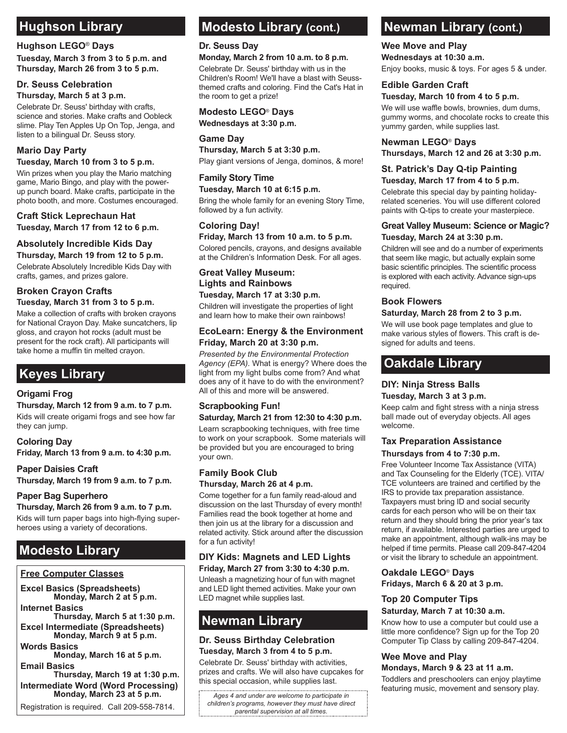# Hughson Library

### Hughson LEGO® Days

**Tuesday, March 3 from 3 to 5 p.m. and Thursday, March 26 from 3 to 5 p.m.**

### Dr. Seuss Celebration

**Thursday, March 5 at 3 p.m.**

Celebrate Dr. Seuss' birthday with crafts, science and stories. Make crafts and Oobleck slime. Play Ten Apples Up On Top, Jenga, and listen to a bilingual Dr. Seuss story.

### Mario Day Party

**Tuesday, March 10 from 3 to 5 p.m.**

Win prizes when you play the Mario matching game, Mario Bingo, and play with the power-up punch board. Make crafts, participate in the photo booth, and more. Costumes encouraged.

### Craft Stick Leprechaun Hat

**Tuesday, March 17 from 12 to 6 p.m.**

### Absolutely Incredible Kids Day

**Thursday, March 19 from 12 to 5 p.m.**

Celebrate Absolutely Incredible Kids Day with crafts, games, and prizes galore.

### Broken Crayon Crafts

**Tuesday, March 31 from 3 to 5 p.m.**

Make a collection of crafts with broken crayons for National Crayon Day. Make suncatchers, lip gloss, and crayon hot rocks (adult must be present for the rock craft). All participants will take home a muffin tin melted crayon.

# Keyes Library

### Origami Frog

**Thursday, March 12 from 9 a.m. to 7 p.m.**

Kids will create origami frogs and see how far they can jump.

### Coloring Day

**Friday, March 13 from 9 a.m. to 4:30 p.m.**

### Paper Daisies Craft

**Thursday, March 19 from 9 a.m. to 7 p.m.**

### Paper Bag Superhero

**Thursday, March 26 from 9 a.m. to 7 p.m.**

Kids will turn paper bags into high-flying superheroes using a variety of decorations.

# Modesto Library

**Free Computer Classes**

**Excel Basics (Spreadsheets)**
**Monday, March 2 at 5 p.m.**

**Internet Basics**
**Thursday, March 5 at 1:30 p.m.**

**Excel Intermediate (Spreadsheets)**
**Monday, March 9 at 5 p.m.**

**Words Basics**
**Monday, March 16 at 5 p.m.**

**Email Basics**
**Thursday, March 19 at 1:30 p.m.**

**Intermediate Word (Word Processing)**
**Monday, March 23 at 5 p.m.**

Registration is required. Call 209-558-7814.

# Modesto Library (cont.)

### Dr. Seuss Day

**Monday, March 2 from 10 a.m. to 8 p.m.**

Celebrate Dr. Seuss' birthday with us in the Children's Room! We'll have a blast with Seuss-themed crafts and coloring. Find the Cat's Hat in the room to get a prize!

### Modesto LEGO® Days

**Wednesdays at 3:30 p.m.**

### Game Day

**Thursday, March 5 at 3:30 p.m.**

Play giant versions of Jenga, dominos, & more!

### Family Story Time

**Tuesday, March 10 at 6:15 p.m.**

Bring the whole family for an evening Story Time, followed by a fun activity.

### Coloring Day!

**Friday, March 13 from 10 a.m. to 5 p.m.**

Colored pencils, crayons, and designs available at the Children's Information Desk. For all ages.

### Great Valley Museum: Lights and Rainbows

**Tuesday, March 17 at 3:30 p.m.**

Children will investigate the properties of light and learn how to make their own rainbows!

### EcoLearn: Energy & the Environment

**Friday, March 20 at 3:30 p.m.**

*Presented by the Environmental Protection Agency (EPA).* What is energy? Where does the light from my light bulbs come from? And what does any of it have to do with the environment? All of this and more will be answered.

### Scrapbooking Fun!

**Saturday, March 21 from 12:30 to 4:30 p.m.**

Learn scrapbooking techniques, with free time to work on your scrapbook. Some materials will be provided but you are encouraged to bring your own.

### Family Book Club

**Thursday, March 26 at 4 p.m.**

Come together for a fun family read-aloud and discussion on the last Thursday of every month! Families read the book together at home and then join us at the library for a discussion and related activity. Stick around after the discussion for a fun activity!

### DIY Kids: Magnets and LED Lights

**Friday, March 27 from 3:30 to 4:30 p.m.**

Unleash a magnetizing hour of fun with magnet and LED light themed activities. Make your own LED magnet while supplies last.

# Newman Library

### Dr. Seuss Birthday Celebration

**Tuesday, March 3 from 4 to 5 p.m.**

Celebrate Dr. Seuss' birthday with activities, prizes and crafts. We will also have cupcakes for this special occasion, while supplies last.

*Ages 4 and under are welcome to participate in children's programs, however they must have direct parental supervision at all times.*

# Newman Library (cont.)

### Wee Move and Play

**Wednesdays at 10:30 a.m.**

Enjoy books, music & toys. For ages 5 & under.

### Edible Garden Craft

**Tuesday, March 10 from 4 to 5 p.m.**

We will use waffle bowls, brownies, dum dums, gummy worms, and chocolate rocks to create this yummy garden, while supplies last.

### Newman LEGO® Days

**Thursdays, March 12 and 26 at 3:30 p.m.**

### St. Patrick's Day Q-tip Painting

**Tuesday, March 17 from 4 to 5 p.m.**

Celebrate this special day by painting holiday-related sceneries. You will use different colored paints with Q-tips to create your masterpiece.

### Great Valley Museum: Science or Magic?

**Tuesday, March 24 at 3:30 p.m.**

Children will see and do a number of experiments that seem like magic, but actually explain some basic scientific principles. The scientific process is explored with each activity. Advance sign-ups required.

### Book Flowers

**Saturday, March 28 from 2 to 3 p.m.**

We will use book page templates and glue to make various styles of flowers. This craft is designed for adults and teens.

# Oakdale Library

### DIY: Ninja Stress Balls

**Tuesday, March 3 at 3 p.m.**

Keep calm and fight stress with a ninja stress ball made out of everyday objects. All ages welcome.

### Tax Preparation Assistance

**Thursdays from 4 to 7:30 p.m.**

Free Volunteer Income Tax Assistance (VITA) and Tax Counseling for the Elderly (TCE). VITA/TCE volunteers are trained and certified by the IRS to provide tax preparation assistance. Taxpayers must bring ID and social security cards for each person who will be on their tax return and they should bring the prior year's tax return, if available. Interested parties are urged to make an appointment, although walk-ins may be helped if time permits. Please call 209-847-4204 or visit the library to schedule an appointment.

### Oakdale LEGO® Days

**Fridays, March 6 & 20 at 3 p.m.**

### Top 20 Computer Tips

**Saturday, March 7 at 10:30 a.m.**

Know how to use a computer but could use a little more confidence? Sign up for the Top 20 Computer Tip Class by calling 209-847-4204.

### Wee Move and Play

**Mondays, March 9 & 23 at 11 a.m.**

Toddlers and preschoolers can enjoy playtime featuring music, movement and sensory play.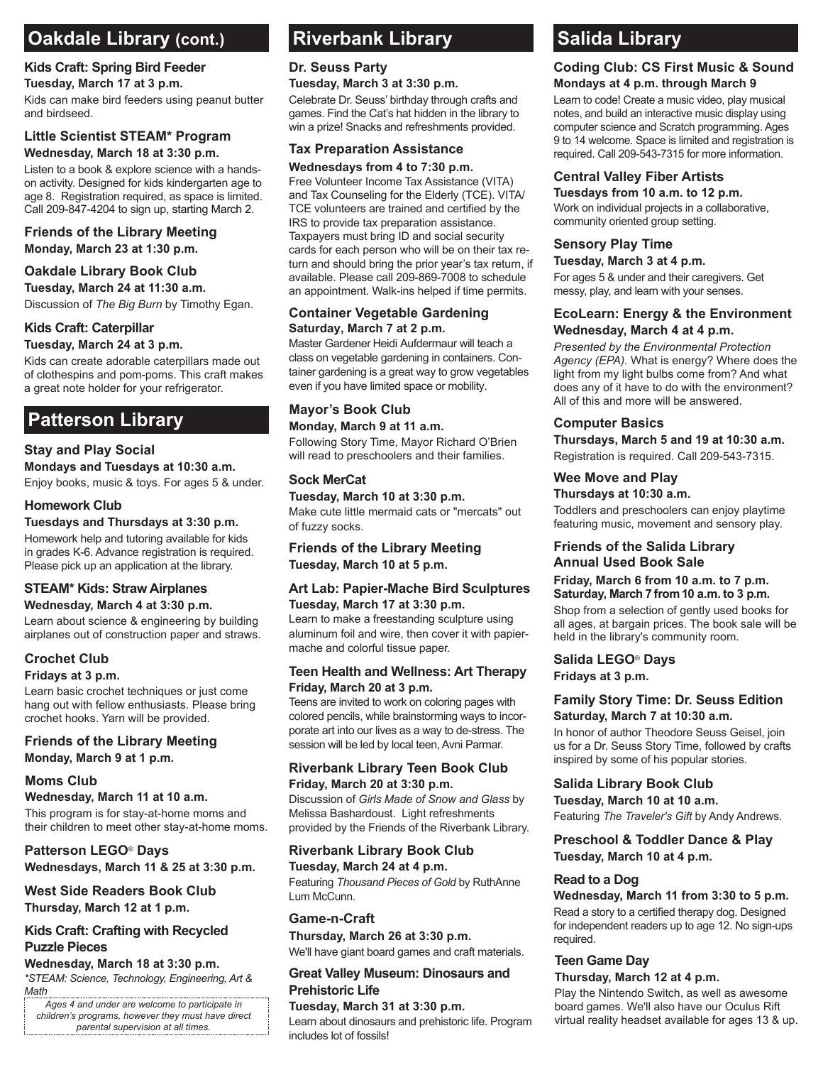## Oakdale Library (cont.)

### Kids Craft: Spring Bird Feeder

**Tuesday, March 17 at 3 p.m.**

Kids can make bird feeders using peanut butter and birdseed.

### Little Scientist STEAM* Program

**Wednesday, March 18 at 3:30 p.m.**

Listen to a book & explore science with a hands-on activity. Designed for kids kindergarten age to age 8. Registration required, as space is limited. Call 209-847-4204 to sign up, starting March 2.

### Friends of the Library Meeting

**Monday, March 23 at 1:30 p.m.**

### Oakdale Library Book Club

**Tuesday, March 24 at 11:30 a.m.**

Discussion of *The Big Burn* by Timothy Egan.

### Kids Craft: Caterpillar

**Tuesday, March 24 at 3 p.m.**

Kids can create adorable caterpillars made out of clothespins and pom-poms. This craft makes a great note holder for your refrigerator.

## Patterson Library

### Stay and Play Social

**Mondays and Tuesdays at 10:30 a.m.**

Enjoy books, music & toys. For ages 5 & under.

### Homework Club

**Tuesdays and Thursdays at 3:30 p.m.**

Homework help and tutoring available for kids in grades K-6. Advance registration is required. Please pick up an application at the library.

### STEAM* Kids: Straw Airplanes

**Wednesday, March 4 at 3:30 p.m.**

Learn about science & engineering by building airplanes out of construction paper and straws.

### Crochet Club

**Fridays at 3 p.m.**

Learn basic crochet techniques or just come hang out with fellow enthusiasts. Please bring crochet hooks. Yarn will be provided.

### Friends of the Library Meeting

**Monday, March 9 at 1 p.m.**

### Moms Club

**Wednesday, March 11 at 10 a.m.**

This program is for stay-at-home moms and their children to meet other stay-at-home moms.

### Patterson LEGO® Days

**Wednesdays, March 11 & 25 at 3:30 p.m.**

### West Side Readers Book Club

**Thursday, March 12 at 1 p.m.**

### Kids Craft: Crafting with Recycled Puzzle Pieces

**Wednesday, March 18 at 3:30 p.m.**

*\*STEAM: Science, Technology, Engineering, Art & Math*

*Ages 4 and under are welcome to participate in children's programs, however they must have direct parental supervision at all times.*

## Riverbank Library

### Dr. Seuss Party

**Tuesday, March 3 at 3:30 p.m.**

Celebrate Dr. Seuss' birthday through crafts and games. Find the Cat's hat hidden in the library to win a prize! Snacks and refreshments provided.

### Tax Preparation Assistance

**Wednesdays from 4 to 7:30 p.m.**

Free Volunteer Income Tax Assistance (VITA) and Tax Counseling for the Elderly (TCE). VITA/TCE volunteers are trained and certified by the IRS to provide tax preparation assistance. Taxpayers must bring ID and social security cards for each person who will be on their tax return and should bring the prior year's tax return, if available. Please call 209-869-7008 to schedule an appointment. Walk-ins helped if time permits.

### Container Vegetable Gardening

**Saturday, March 7 at 2 p.m.**

Master Gardener Heidi Aufdermaur will teach a class on vegetable gardening in containers. Container gardening is a great way to grow vegetables even if you have limited space or mobility.

### Mayor's Book Club

**Monday, March 9 at 11 a.m.**

Following Story Time, Mayor Richard O'Brien will read to preschoolers and their families.

### Sock MerCat

**Tuesday, March 10 at 3:30 p.m.**

Make cute little mermaid cats or "mercats" out of fuzzy socks.

### Friends of the Library Meeting

**Tuesday, March 10 at 5 p.m.**

### Art Lab: Papier-Mache Bird Sculptures

**Tuesday, March 17 at 3:30 p.m.**

Learn to make a freestanding sculpture using aluminum foil and wire, then cover it with papier-mache and colorful tissue paper.

### Teen Health and Wellness: Art Therapy

**Friday, March 20 at 3 p.m.**

Teens are invited to work on coloring pages with colored pencils, while brainstorming ways to incorporate art into our lives as a way to de-stress. The session will be led by local teen, Avni Parmar.

### Riverbank Library Teen Book Club

**Friday, March 20 at 3:30 p.m.**

Discussion of *Girls Made of Snow and Glass* by Melissa Bashardoust. Light refreshments provided by the Friends of the Riverbank Library.

### Riverbank Library Book Club

**Tuesday, March 24 at 4 p.m.**

Featuring *Thousand Pieces of Gold* by RuthAnne Lum McCunn.

### Game-n-Craft

**Thursday, March 26 at 3:30 p.m.**

We'll have giant board games and craft materials.

### Great Valley Museum: Dinosaurs and Prehistoric Life

**Tuesday, March 31 at 3:30 p.m.**

Learn about dinosaurs and prehistoric life. Program includes lot of fossils!

## Salida Library

### Coding Club: CS First Music & Sound

**Mondays at 4 p.m. through March 9**

Learn to code! Create a music video, play musical notes, and build an interactive music display using computer science and Scratch programming. Ages 9 to 14 welcome. Space is limited and registration is required. Call 209-543-7315 for more information.

### Central Valley Fiber Artists

**Tuesdays from 10 a.m. to 12 p.m.**

Work on individual projects in a collaborative, community oriented group setting.

### Sensory Play Time

**Tuesday, March 3 at 4 p.m.**

For ages 5 & under and their caregivers. Get messy, play, and learn with your senses.

### EcoLearn: Energy & the Environment

**Wednesday, March 4 at 4 p.m.**

*Presented by the Environmental Protection Agency (EPA).* What is energy? Where does the light from my light bulbs come from? And what does any of it have to do with the environment? All of this and more will be answered.

### Computer Basics

**Thursdays, March 5 and 19 at 10:30 a.m.**

Registration is required. Call 209-543-7315.

### Wee Move and Play

**Thursdays at 10:30 a.m.**

Toddlers and preschoolers can enjoy playtime featuring music, movement and sensory play.

### Friends of the Salida Library Annual Used Book Sale

**Friday, March 6 from 10 a.m. to 7 p.m.**
**Saturday, March 7 from 10 a.m. to 3 p.m.**

Shop from a selection of gently used books for all ages, at bargain prices. The book sale will be held in the library's community room.

### Salida LEGO® Days

**Fridays at 3 p.m.**

### Family Story Time: Dr. Seuss Edition

**Saturday, March 7 at 10:30 a.m.**

In honor of author Theodore Seuss Geisel, join us for a Dr. Seuss Story Time, followed by crafts inspired by some of his popular stories.

### Salida Library Book Club

**Tuesday, March 10 at 10 a.m.**

Featuring *The Traveler's Gift* by Andy Andrews.

### Preschool & Toddler Dance & Play

**Tuesday, March 10 at 4 p.m.**

### Read to a Dog

**Wednesday, March 11 from 3:30 to 5 p.m.**

Read a story to a certified therapy dog. Designed for independent readers up to age 12. No sign-ups required.

### Teen Game Day

**Thursday, March 12 at 4 p.m.**

Play the Nintendo Switch, as well as awesome board games. We'll also have our Oculus Rift virtual reality headset available for ages 13 & up.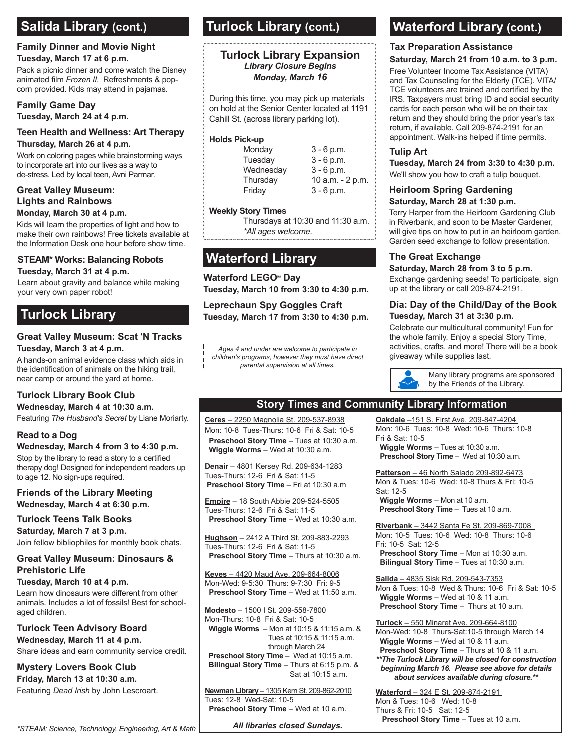## Salida Library (cont.)

### Family Dinner and Movie Night

**Tuesday, March 17 at 6 p.m.**

Pack a picnic dinner and come watch the Disney animated film *Frozen II*. Refreshments & popcorn provided. Kids may attend in pajamas.

### Family Game Day

**Tuesday, March 24 at 4 p.m.**

### Teen Health and Wellness: Art Therapy

**Thursday, March 26 at 4 p.m.**

Work on coloring pages while brainstorming ways to incorporate art into our lives as a way to de-stress. Led by local teen, Avni Parmar.

### Great Valley Museum: Lights and Rainbows

**Monday, March 30 at 4 p.m.**

Kids will learn the properties of light and how to make their own rainbows! Free tickets available at the Information Desk one hour before show time.

### STEAM* Works: Balancing Robots

**Tuesday, March 31 at 4 p.m.**

Learn about gravity and balance while making your very own paper robot!

## Turlock Library

### Great Valley Museum: Scat 'N Tracks

**Tuesday, March 3 at 4 p.m.**

A hands-on animal evidence class which aids in the identification of animals on the hiking trail, near camp or around the yard at home.

### Turlock Library Book Club

**Wednesday, March 4 at 10:30 a.m.**

Featuring *The Husband's Secret* by Liane Moriarty.

### Read to a Dog

**Wednesday, March 4 from 3 to 4:30 p.m.**

Stop by the library to read a story to a certified therapy dog! Designed for independent readers up to age 12. No sign-ups required.

### Friends of the Library Meeting

**Wednesday, March 4 at 6:30 p.m.**

### Turlock Teens Talk Books

**Saturday, March 7 at 3 p.m.**

Join fellow bibliophiles for monthly book chats.

### Great Valley Museum: Dinosaurs & Prehistoric Life

**Tuesday, March 10 at 4 p.m.**

Learn how dinosaurs were different from other animals. Includes a lot of fossils! Best for school-aged children.

### Turlock Teen Advisory Board

**Wednesday, March 11 at 4 p.m.**

Share ideas and earn community service credit.

### Mystery Lovers Book Club

**Friday, March 13 at 10:30 a.m.**

Featuring *Dead Irish* by John Lescroart.

*STEAM: Science, Technology, Engineering, Art & Math

## Turlock Library (cont.)

### Turlock Library Expansion

***Library Closure Begins***

***Monday, March 16***

During this time, you may pick up materials on hold at the Senior Center located at 1191 Cahill St. (across library parking lot).

**Holds Pick-up**

| | |
|---|---|
| Monday | 3 - 6 p.m. |
| Tuesday | 3 - 6 p.m. |
| Wednesday | 3 - 6 p.m. |
| Thursday | 10 a.m. - 2 p.m. |
| Friday | 3 - 6 p.m. |

**Weekly Story Times**

Thursdays at 10:30 and 11:30 a.m.

*\*All ages welcome.*

## Waterford Library

### Waterford LEGO® Day

**Tuesday, March 10 from 3:30 to 4:30 p.m.**

### Leprechaun Spy Goggles Craft

**Tuesday, March 17 from 3:30 to 4:30 p.m.**

*Ages 4 and under are welcome to participate in children's programs, however they must have direct parental supervision at all times.*

## Waterford Library (cont.)

### Tax Preparation Assistance

**Saturday, March 21 from 10 a.m. to 3 p.m.**

Free Volunteer Income Tax Assistance (VITA) and Tax Counseling for the Elderly (TCE). VITA/TCE volunteers are trained and certified by the IRS. Taxpayers must bring ID and social security cards for each person who will be on their tax return and they should bring the prior year's tax return, if available. Call 209-874-2191 for an appointment. Walk-ins helped if time permits.

### Tulip Art

**Tuesday, March 24 from 3:30 to 4:30 p.m.**

We'll show you how to craft a tulip bouquet.

### Heirloom Spring Gardening

**Saturday, March 28 at 1:30 p.m.**

Terry Harper from the Heirloom Gardening Club in Riverbank, and soon to be Master Gardener, will give tips on how to put in an heirloom garden. Garden seed exchange to follow presentation.

### The Great Exchange

**Saturday, March 28 from 3 to 5 p.m.**

Exchange gardening seeds! To participate, sign up at the library or call 209-874-2191.

### Día: Day of the Child/Day of the Book

**Tuesday, March 31 at 3:30 p.m.**

Celebrate our multicultural community! Fun for the whole family. Enjoy a special Story Time, activities, crafts, and more! There will be a book giveaway while supplies last.

Many library programs are sponsored by the Friends of the Library.

## Story Times and Community Library Information

**Ceres** – 2250 Magnolia St. 209-537-8938
Mon: 10-8 Tues-Thurs: 10-6 Fri & Sat: 10-5
**Preschool Story Time** – Tues at 10:30 a.m.
**Wiggle Worms** – Wed at 10:30 a.m.

**Denair** – 4801 Kersey Rd. 209-634-1283
Tues-Thurs: 12-6 Fri & Sat: 11-5
**Preschool Story Time** – Fri at 10:30 a.m

**Empire** – 18 South Abbie 209-524-5505
Tues-Thurs: 12-6 Fri & Sat: 11-5
**Preschool Story Time** – Wed at 10:30 a.m.

**Hughson** – 2412 A Third St. 209-883-2293
Tues-Thurs: 12-6 Fri & Sat: 11-5
**Preschool Story Time** – Thurs at 10:30 a.m.

**Keyes** – 4420 Maud Ave. 209-664-8006
Mon-Wed: 9-5:30 Thurs: 9-7:30 Fri: 9-5
**Preschool Story Time** – Wed at 11:50 a.m.

**Modesto** – 1500 I St. 209-558-7800
Mon-Thurs: 10-8 Fri & Sat: 10-5
**Wiggle Worms** – Mon at 10:15 & 11:15 a.m. & Tues at 10:15 & 11:15 a.m. through March 24
**Preschool Story Time** – Wed at 10:15 a.m.
**Bilingual Story Time** – Thurs at 6:15 p.m. & Sat at 10:15 a.m.

**Newman Library** – 1305 Kern St. 209-862-2010
Tues: 12-8 Wed-Sat: 10-5
**Preschool Story Time** – Wed at 10 a.m.

**Oakdale** – 151 S. First Ave. 209-847-4204
Mon: 10-6 Tues: 10-8 Wed: 10-6 Thurs: 10-8 Fri & Sat: 10-5
**Wiggle Worms** – Tues at 10:30 a.m.
**Preschool Story Time** – Wed at 10:30 a.m.

**Patterson** – 46 North Salado 209-892-6473
Mon & Tues: 10-6 Wed: 10-8 Thurs & Fri: 10-5 Sat: 12-5
**Wiggle Worms** – Mon at 10 a.m.
**Preschool Story Time** – Tues at 10 a.m.

**Riverbank** – 3442 Santa Fe St. 209-869-7008
Mon: 10-5 Tues: 10-6 Wed: 10-8 Thurs: 10-6 Fri: 10-5 Sat: 12-5
**Preschool Story Time** – Mon at 10:30 a.m.
**Bilingual Story Time** – Tues at 10:30 a.m.

**Salida** – 4835 Sisk Rd. 209-543-7353
Mon & Tues: 10-8 Wed & Thurs: 10-6 Fri & Sat: 10-5
**Wiggle Worms** – Wed at 10 & 11 a.m.
**Preschool Story Time** – Thurs at 10 a.m.

**Turlock** – 550 Minaret Ave. 209-664-8100
Mon-Wed: 10-8 Thurs-Sat:10-5 through March 14
**Wiggle Worms** – Wed at 10 & 11 a.m.
**Preschool Story Time** – Thurs at 10 & 11 a.m.
***\*\*The Turlock Library will be closed for construction beginning March 16. Please see above for details about services available during closure.\*\****

**Waterford** – 324 E St. 209-874-2191
Mon & Tues: 10-6 Wed: 10-8
Thurs & Fri: 10-5 Sat: 12-5
**Preschool Story Time** – Tues at 10 a.m.

***All libraries closed Sundays.***